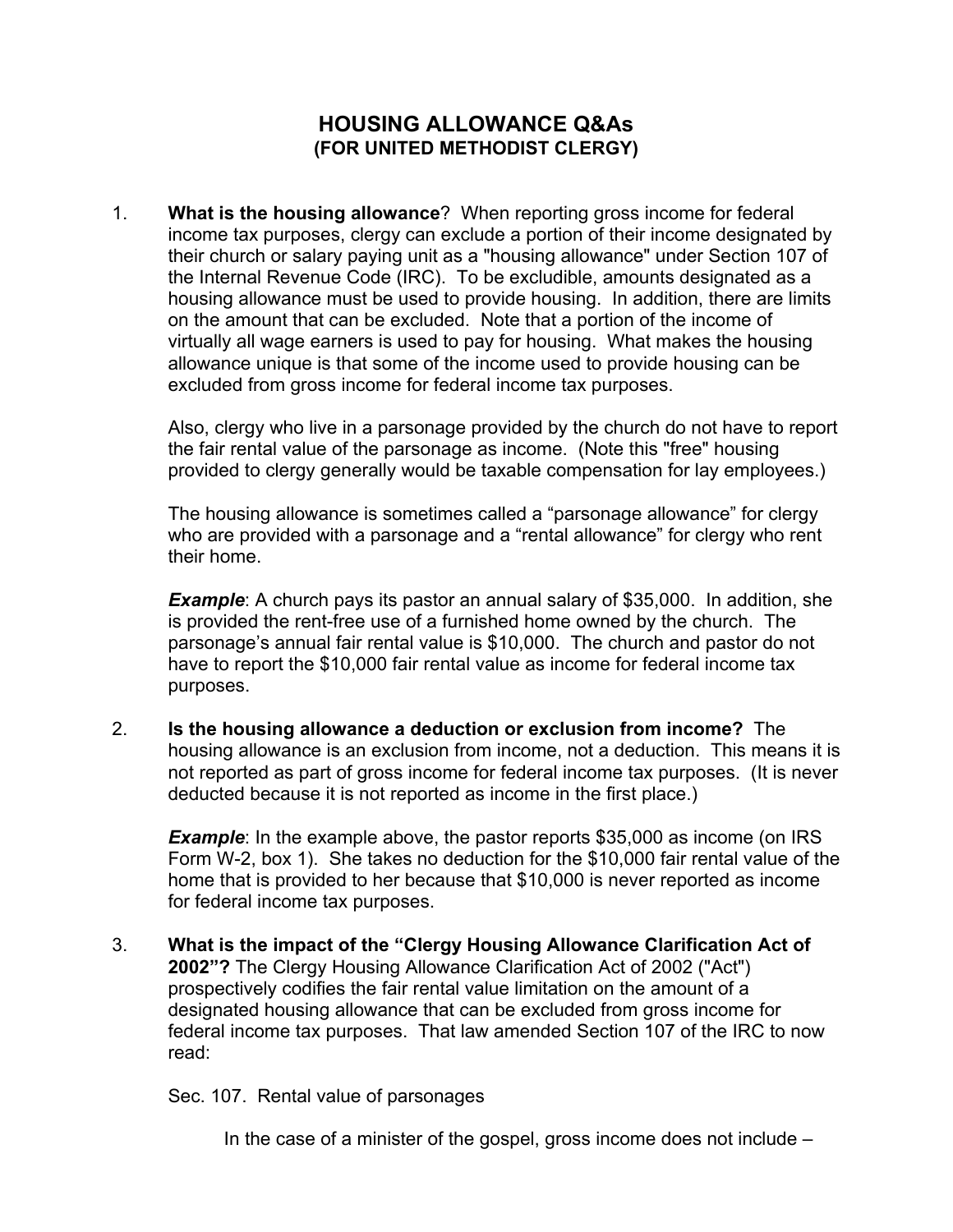# HOUSING ALLOWANCE Q&As
## (FOR UNITED METHODIST CLERGY)

1. **What is the housing allowance**? When reporting gross income for federal income tax purposes, clergy can exclude a portion of their income designated by their church or salary paying unit as a "housing allowance" under Section 107 of the Internal Revenue Code (IRC). To be excludible, amounts designated as a housing allowance must be used to provide housing. In addition, there are limits on the amount that can be excluded. Note that a portion of the income of virtually all wage earners is used to pay for housing. What makes the housing allowance unique is that some of the income used to provide housing can be excluded from gross income for federal income tax purposes.

   Also, clergy who live in a parsonage provided by the church do not have to report the fair rental value of the parsonage as income. (Note this "free" housing provided to clergy generally would be taxable compensation for lay employees.)

   The housing allowance is sometimes called a "parsonage allowance" for clergy who are provided with a parsonage and a "rental allowance" for clergy who rent their home.

   ***Example***: A church pays its pastor an annual salary of $35,000. In addition, she is provided the rent-free use of a furnished home owned by the church. The parsonage's annual fair rental value is $10,000. The church and pastor do not have to report the $10,000 fair rental value as income for federal income tax purposes.

2. **Is the housing allowance a deduction or exclusion from income?** The housing allowance is an exclusion from income, not a deduction. This means it is not reported as part of gross income for federal income tax purposes. (It is never deducted because it is not reported as income in the first place.)

   ***Example***: In the example above, the pastor reports $35,000 as income (on IRS Form W-2, box 1). She takes no deduction for the $10,000 fair rental value of the home that is provided to her because that $10,000 is never reported as income for federal income tax purposes.

3. **What is the impact of the "Clergy Housing Allowance Clarification Act of 2002"?** The Clergy Housing Allowance Clarification Act of 2002 ("Act") prospectively codifies the fair rental value limitation on the amount of a designated housing allowance that can be excluded from gross income for federal income tax purposes. That law amended Section 107 of the IRC to now read:

   Sec. 107. Rental value of parsonages

   > In the case of a minister of the gospel, gross income does not include –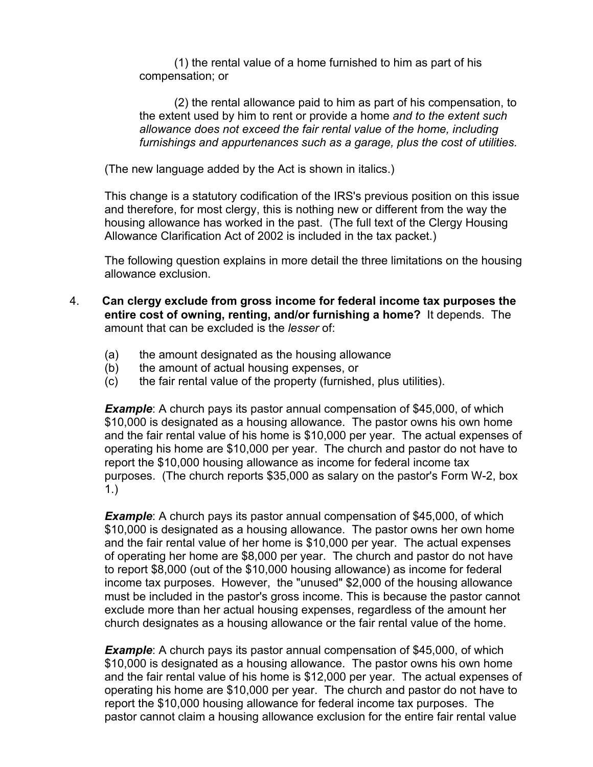(1) the rental value of a home furnished to him as part of his compensation; or

(2) the rental allowance paid to him as part of his compensation, to the extent used by him to rent or provide a home *and to the extent such allowance does not exceed the fair rental value of the home, including furnishings and appurtenances such as a garage, plus the cost of utilities.*

(The new language added by the Act is shown in italics.)

This change is a statutory codification of the IRS's previous position on this issue and therefore, for most clergy, this is nothing new or different from the way the housing allowance has worked in the past. (The full text of the Clergy Housing Allowance Clarification Act of 2002 is included in the tax packet.)

The following question explains in more detail the three limitations on the housing allowance exclusion.

4. **Can clergy exclude from gross income for federal income tax purposes the entire cost of owning, renting, and/or furnishing a home?** It depends. The amount that can be excluded is the *lesser* of:

   (a) the amount designated as the housing allowance
   (b) the amount of actual housing expenses, or
   (c) the fair rental value of the property (furnished, plus utilities).

   ***Example***: A church pays its pastor annual compensation of $45,000, of which $10,000 is designated as a housing allowance. The pastor owns his own home and the fair rental value of his home is $10,000 per year. The actual expenses of operating his home are $10,000 per year. The church and pastor do not have to report the $10,000 housing allowance as income for federal income tax purposes. (The church reports $35,000 as salary on the pastor's Form W-2, box 1.)

   ***Example***: A church pays its pastor annual compensation of $45,000, of which $10,000 is designated as a housing allowance. The pastor owns her own home and the fair rental value of her home is $10,000 per year. The actual expenses of operating her home are $8,000 per year. The church and pastor do not have to report $8,000 (out of the $10,000 housing allowance) as income for federal income tax purposes. However, the "unused" $2,000 of the housing allowance must be included in the pastor's gross income. This is because the pastor cannot exclude more than her actual housing expenses, regardless of the amount her church designates as a housing allowance or the fair rental value of the home.

   ***Example***: A church pays its pastor annual compensation of $45,000, of which $10,000 is designated as a housing allowance. The pastor owns his own home and the fair rental value of his home is $12,000 per year. The actual expenses of operating his home are $10,000 per year. The church and pastor do not have to report the $10,000 housing allowance for federal income tax purposes. The pastor cannot claim a housing allowance exclusion for the entire fair rental value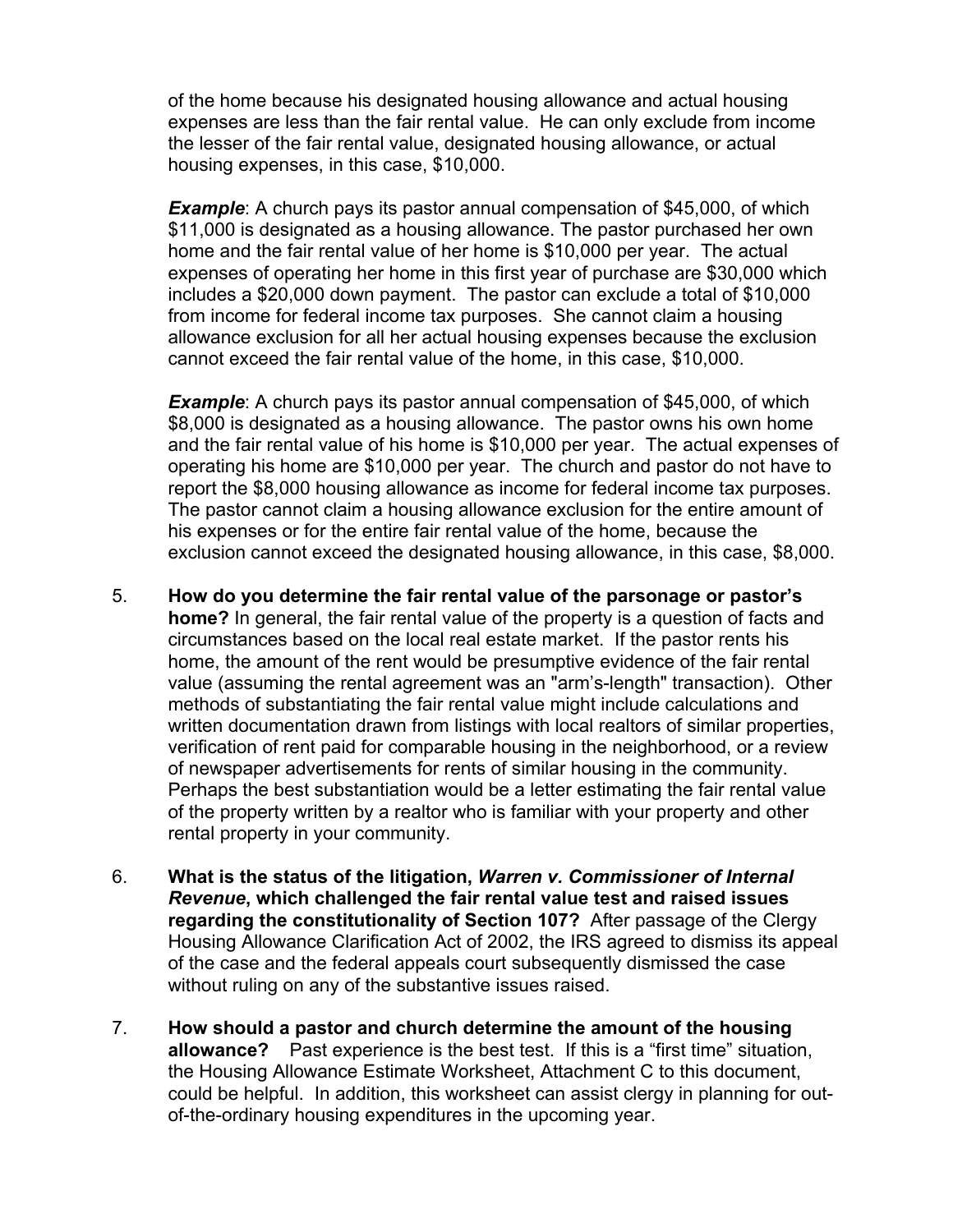of the home because his designated housing allowance and actual housing expenses are less than the fair rental value. He can only exclude from income the lesser of the fair rental value, designated housing allowance, or actual housing expenses, in this case, $10,000.

***Example***: A church pays its pastor annual compensation of $45,000, of which $11,000 is designated as a housing allowance. The pastor purchased her own home and the fair rental value of her home is $10,000 per year. The actual expenses of operating her home in this first year of purchase are $30,000 which includes a $20,000 down payment. The pastor can exclude a total of $10,000 from income for federal income tax purposes. She cannot claim a housing allowance exclusion for all her actual housing expenses because the exclusion cannot exceed the fair rental value of the home, in this case, $10,000.

***Example***: A church pays its pastor annual compensation of $45,000, of which $8,000 is designated as a housing allowance. The pastor owns his own home and the fair rental value of his home is $10,000 per year. The actual expenses of operating his home are $10,000 per year. The church and pastor do not have to report the $8,000 housing allowance as income for federal income tax purposes. The pastor cannot claim a housing allowance exclusion for the entire amount of his expenses or for the entire fair rental value of the home, because the exclusion cannot exceed the designated housing allowance, in this case, $8,000.

5. **How do you determine the fair rental value of the parsonage or pastor's home?** In general, the fair rental value of the property is a question of facts and circumstances based on the local real estate market. If the pastor rents his home, the amount of the rent would be presumptive evidence of the fair rental value (assuming the rental agreement was an "arm's-length" transaction). Other methods of substantiating the fair rental value might include calculations and written documentation drawn from listings with local realtors of similar properties, verification of rent paid for comparable housing in the neighborhood, or a review of newspaper advertisements for rents of similar housing in the community. Perhaps the best substantiation would be a letter estimating the fair rental value of the property written by a realtor who is familiar with your property and other rental property in your community.

6. **What is the status of the litigation, *Warren v. Commissioner of Internal Revenue*, which challenged the fair rental value test and raised issues regarding the constitutionality of Section 107?** After passage of the Clergy Housing Allowance Clarification Act of 2002, the IRS agreed to dismiss its appeal of the case and the federal appeals court subsequently dismissed the case without ruling on any of the substantive issues raised.

7. **How should a pastor and church determine the amount of the housing allowance?** Past experience is the best test. If this is a "first time" situation, the Housing Allowance Estimate Worksheet, Attachment C to this document, could be helpful. In addition, this worksheet can assist clergy in planning for out-of-the-ordinary housing expenditures in the upcoming year.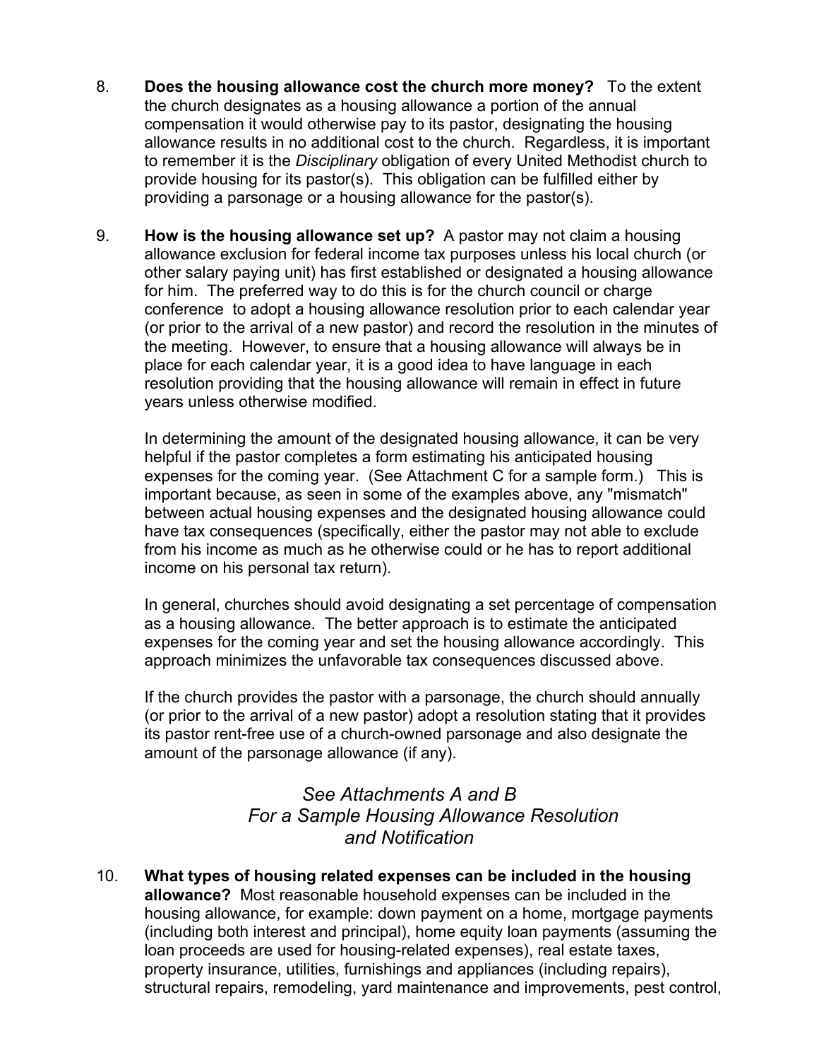8. **Does the housing allowance cost the church more money?** To the extent the church designates as a housing allowance a portion of the annual compensation it would otherwise pay to its pastor, designating the housing allowance results in no additional cost to the church. Regardless, it is important to remember it is the *Disciplinary* obligation of every United Methodist church to provide housing for its pastor(s). This obligation can be fulfilled either by providing a parsonage or a housing allowance for the pastor(s).

9. **How is the housing allowance set up?** A pastor may not claim a housing allowance exclusion for federal income tax purposes unless his local church (or other salary paying unit) has first established or designated a housing allowance for him. The preferred way to do this is for the church council or charge conference to adopt a housing allowance resolution prior to each calendar year (or prior to the arrival of a new pastor) and record the resolution in the minutes of the meeting. However, to ensure that a housing allowance will always be in place for each calendar year, it is a good idea to have language in each resolution providing that the housing allowance will remain in effect in future years unless otherwise modified.

   In determining the amount of the designated housing allowance, it can be very helpful if the pastor completes a form estimating his anticipated housing expenses for the coming year. (See Attachment C for a sample form.) This is important because, as seen in some of the examples above, any "mismatch" between actual housing expenses and the designated housing allowance could have tax consequences (specifically, either the pastor may not able to exclude from his income as much as he otherwise could or he has to report additional income on his personal tax return).

   In general, churches should avoid designating a set percentage of compensation as a housing allowance. The better approach is to estimate the anticipated expenses for the coming year and set the housing allowance accordingly. This approach minimizes the unfavorable tax consequences discussed above.

   If the church provides the pastor with a parsonage, the church should annually (or prior to the arrival of a new pastor) adopt a resolution stating that it provides its pastor rent-free use of a church-owned parsonage and also designate the amount of the parsonage allowance (if any).

*See Attachments A and B
For a Sample Housing Allowance Resolution
and Notification*

10. **What types of housing related expenses can be included in the housing allowance?** Most reasonable household expenses can be included in the housing allowance, for example: down payment on a home, mortgage payments (including both interest and principal), home equity loan payments (assuming the loan proceeds are used for housing-related expenses), real estate taxes, property insurance, utilities, furnishings and appliances (including repairs), structural repairs, remodeling, yard maintenance and improvements, pest control,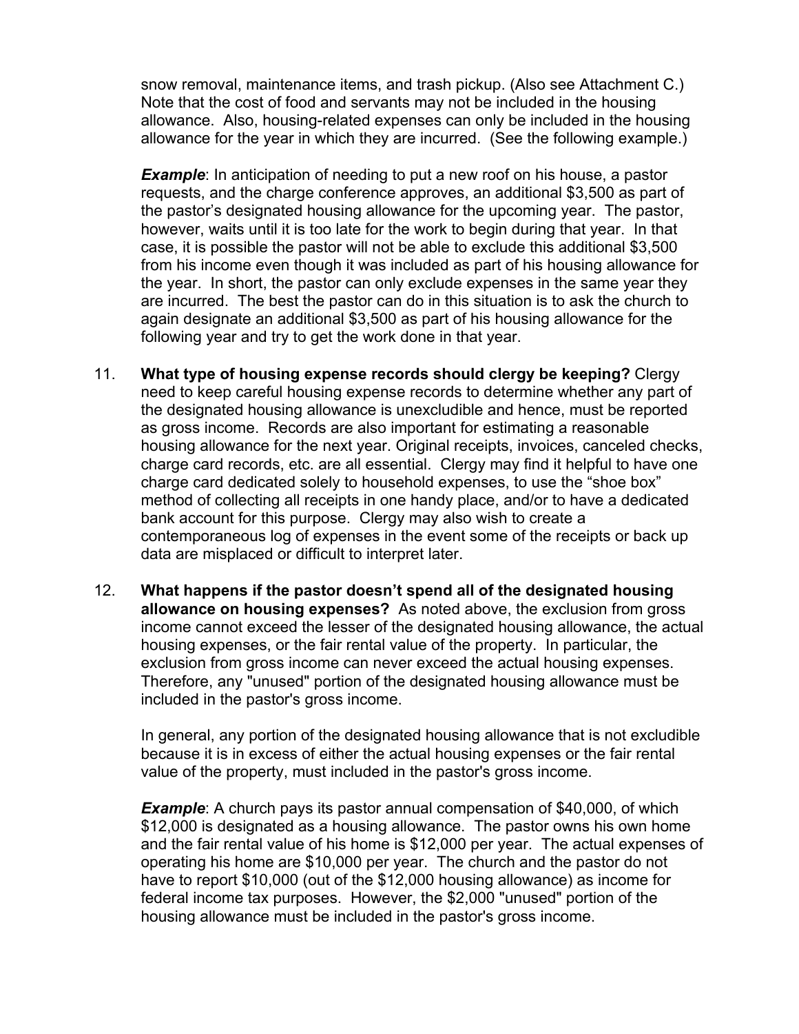snow removal, maintenance items, and trash pickup. (Also see Attachment C.) Note that the cost of food and servants may not be included in the housing allowance. Also, housing-related expenses can only be included in the housing allowance for the year in which they are incurred. (See the following example.)

***Example***: In anticipation of needing to put a new roof on his house, a pastor requests, and the charge conference approves, an additional $3,500 as part of the pastor's designated housing allowance for the upcoming year. The pastor, however, waits until it is too late for the work to begin during that year. In that case, it is possible the pastor will not be able to exclude this additional $3,500 from his income even though it was included as part of his housing allowance for the year. In short, the pastor can only exclude expenses in the same year they are incurred. The best the pastor can do in this situation is to ask the church to again designate an additional $3,500 as part of his housing allowance for the following year and try to get the work done in that year.

11. **What type of housing expense records should clergy be keeping?** Clergy need to keep careful housing expense records to determine whether any part of the designated housing allowance is unexcludible and hence, must be reported as gross income. Records are also important for estimating a reasonable housing allowance for the next year. Original receipts, invoices, canceled checks, charge card records, etc. are all essential. Clergy may find it helpful to have one charge card dedicated solely to household expenses, to use the "shoe box" method of collecting all receipts in one handy place, and/or to have a dedicated bank account for this purpose. Clergy may also wish to create a contemporaneous log of expenses in the event some of the receipts or back up data are misplaced or difficult to interpret later.

12. **What happens if the pastor doesn't spend all of the designated housing allowance on housing expenses?** As noted above, the exclusion from gross income cannot exceed the lesser of the designated housing allowance, the actual housing expenses, or the fair rental value of the property. In particular, the exclusion from gross income can never exceed the actual housing expenses. Therefore, any "unused" portion of the designated housing allowance must be included in the pastor's gross income.

    In general, any portion of the designated housing allowance that is not excludible because it is in excess of either the actual housing expenses or the fair rental value of the property, must included in the pastor's gross income.

    ***Example***: A church pays its pastor annual compensation of $40,000, of which $12,000 is designated as a housing allowance. The pastor owns his own home and the fair rental value of his home is $12,000 per year. The actual expenses of operating his home are $10,000 per year. The church and the pastor do not have to report $10,000 (out of the $12,000 housing allowance) as income for federal income tax purposes. However, the $2,000 "unused" portion of the housing allowance must be included in the pastor's gross income.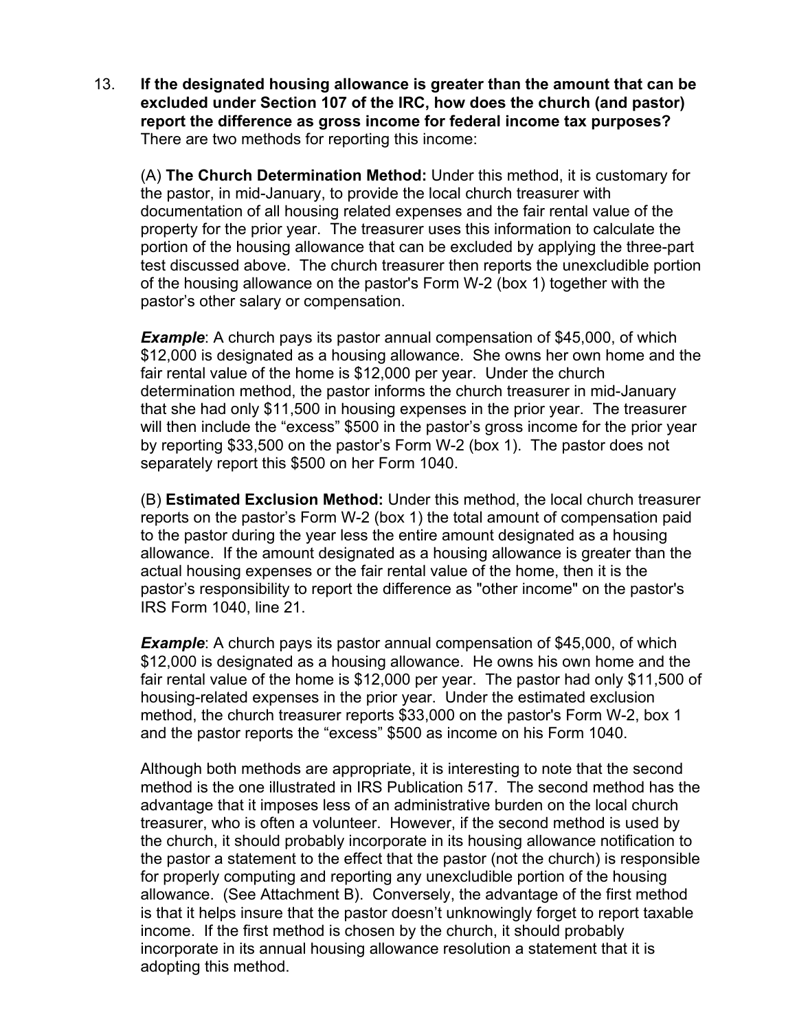13. **If the designated housing allowance is greater than the amount that can be excluded under Section 107 of the IRC, how does the church (and pastor) report the difference as gross income for federal income tax purposes?** There are two methods for reporting this income:

    (A) **The Church Determination Method:** Under this method, it is customary for the pastor, in mid-January, to provide the local church treasurer with documentation of all housing related expenses and the fair rental value of the property for the prior year. The treasurer uses this information to calculate the portion of the housing allowance that can be excluded by applying the three-part test discussed above. The church treasurer then reports the unexcludible portion of the housing allowance on the pastor's Form W-2 (box 1) together with the pastor's other salary or compensation.

    ***Example***: A church pays its pastor annual compensation of $45,000, of which $12,000 is designated as a housing allowance. She owns her own home and the fair rental value of the home is $12,000 per year. Under the church determination method, the pastor informs the church treasurer in mid-January that she had only $11,500 in housing expenses in the prior year. The treasurer will then include the "excess" $500 in the pastor's gross income for the prior year by reporting $33,500 on the pastor's Form W-2 (box 1). The pastor does not separately report this $500 on her Form 1040.

    (B) **Estimated Exclusion Method:** Under this method, the local church treasurer reports on the pastor's Form W-2 (box 1) the total amount of compensation paid to the pastor during the year less the entire amount designated as a housing allowance. If the amount designated as a housing allowance is greater than the actual housing expenses or the fair rental value of the home, then it is the pastor's responsibility to report the difference as "other income" on the pastor's IRS Form 1040, line 21.

    ***Example***: A church pays its pastor annual compensation of $45,000, of which $12,000 is designated as a housing allowance. He owns his own home and the fair rental value of the home is $12,000 per year. The pastor had only $11,500 of housing-related expenses in the prior year. Under the estimated exclusion method, the church treasurer reports $33,000 on the pastor's Form W-2, box 1 and the pastor reports the "excess" $500 as income on his Form 1040.

    Although both methods are appropriate, it is interesting to note that the second method is the one illustrated in IRS Publication 517. The second method has the advantage that it imposes less of an administrative burden on the local church treasurer, who is often a volunteer. However, if the second method is used by the church, it should probably incorporate in its housing allowance notification to the pastor a statement to the effect that the pastor (not the church) is responsible for properly computing and reporting any unexcludible portion of the housing allowance. (See Attachment B). Conversely, the advantage of the first method is that it helps insure that the pastor doesn't unknowingly forget to report taxable income. If the first method is chosen by the church, it should probably incorporate in its annual housing allowance resolution a statement that it is adopting this method.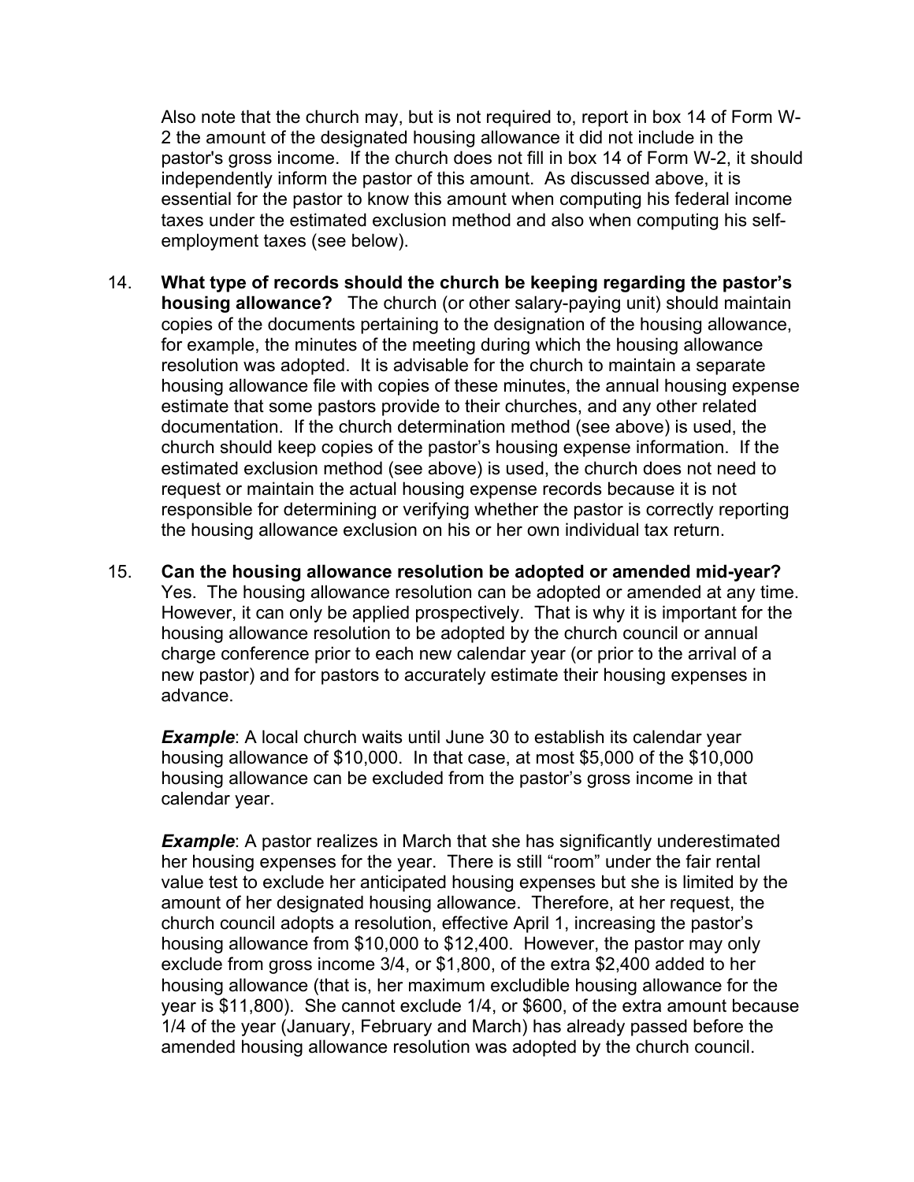Also note that the church may, but is not required to, report in box 14 of Form W-2 the amount of the designated housing allowance it did not include in the pastor's gross income. If the church does not fill in box 14 of Form W-2, it should independently inform the pastor of this amount. As discussed above, it is essential for the pastor to know this amount when computing his federal income taxes under the estimated exclusion method and also when computing his self-employment taxes (see below).

14. **What type of records should the church be keeping regarding the pastor's housing allowance?** The church (or other salary-paying unit) should maintain copies of the documents pertaining to the designation of the housing allowance, for example, the minutes of the meeting during which the housing allowance resolution was adopted. It is advisable for the church to maintain a separate housing allowance file with copies of these minutes, the annual housing expense estimate that some pastors provide to their churches, and any other related documentation. If the church determination method (see above) is used, the church should keep copies of the pastor's housing expense information. If the estimated exclusion method (see above) is used, the church does not need to request or maintain the actual housing expense records because it is not responsible for determining or verifying whether the pastor is correctly reporting the housing allowance exclusion on his or her own individual tax return.

15. **Can the housing allowance resolution be adopted or amended mid-year?** Yes. The housing allowance resolution can be adopted or amended at any time. However, it can only be applied prospectively. That is why it is important for the housing allowance resolution to be adopted by the church council or annual charge conference prior to each new calendar year (or prior to the arrival of a new pastor) and for pastors to accurately estimate their housing expenses in advance.

    ***Example***: A local church waits until June 30 to establish its calendar year housing allowance of $10,000. In that case, at most $5,000 of the $10,000 housing allowance can be excluded from the pastor's gross income in that calendar year.

    ***Example***: A pastor realizes in March that she has significantly underestimated her housing expenses for the year. There is still "room" under the fair rental value test to exclude her anticipated housing expenses but she is limited by the amount of her designated housing allowance. Therefore, at her request, the church council adopts a resolution, effective April 1, increasing the pastor's housing allowance from $10,000 to $12,400. However, the pastor may only exclude from gross income 3/4, or $1,800, of the extra $2,400 added to her housing allowance (that is, her maximum excludible housing allowance for the year is $11,800). She cannot exclude 1/4, or $600, of the extra amount because 1/4 of the year (January, February and March) has already passed before the amended housing allowance resolution was adopted by the church council.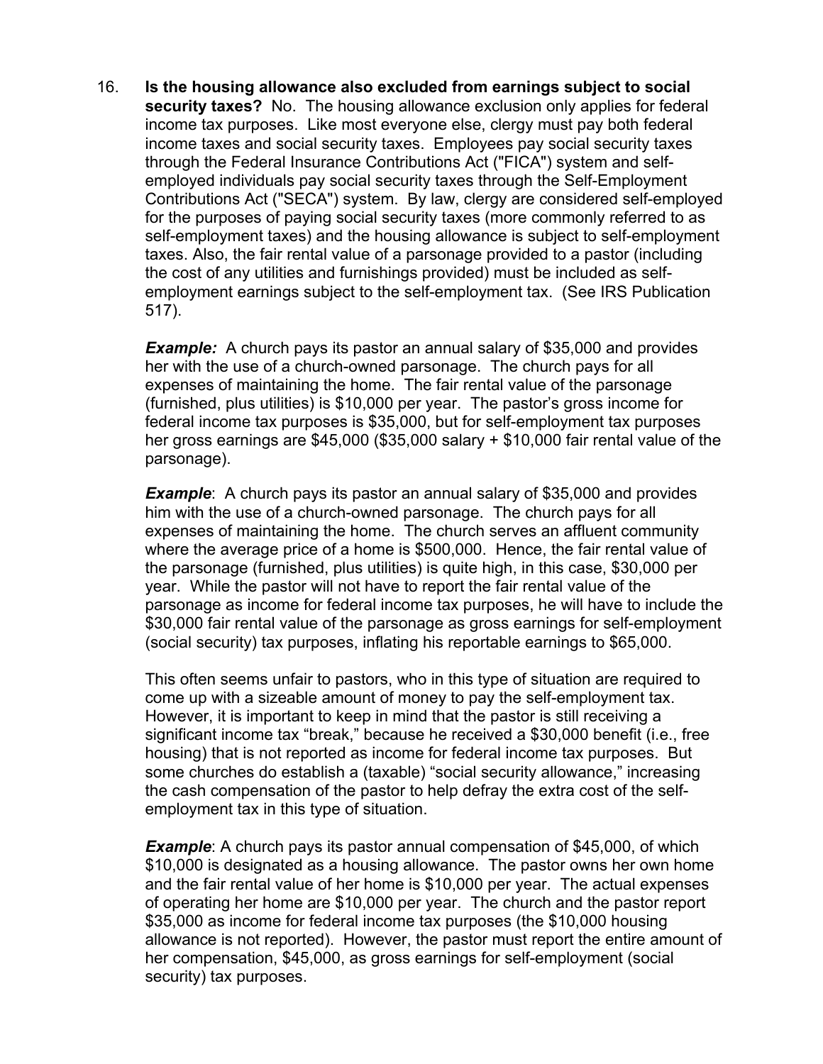16. **Is the housing allowance also excluded from earnings subject to social security taxes?** No. The housing allowance exclusion only applies for federal income tax purposes. Like most everyone else, clergy must pay both federal income taxes and social security taxes. Employees pay social security taxes through the Federal Insurance Contributions Act ("FICA") system and self-employed individuals pay social security taxes through the Self-Employment Contributions Act ("SECA") system. By law, clergy are considered self-employed for the purposes of paying social security taxes (more commonly referred to as self-employment taxes) and the housing allowance is subject to self-employment taxes. Also, the fair rental value of a parsonage provided to a pastor (including the cost of any utilities and furnishings provided) must be included as self-employment earnings subject to the self-employment tax. (See IRS Publication 517).

    ***Example:*** A church pays its pastor an annual salary of $35,000 and provides her with the use of a church-owned parsonage. The church pays for all expenses of maintaining the home. The fair rental value of the parsonage (furnished, plus utilities) is $10,000 per year. The pastor's gross income for federal income tax purposes is $35,000, but for self-employment tax purposes her gross earnings are $45,000 ($35,000 salary + $10,000 fair rental value of the parsonage).

    ***Example***: A church pays its pastor an annual salary of $35,000 and provides him with the use of a church-owned parsonage. The church pays for all expenses of maintaining the home. The church serves an affluent community where the average price of a home is $500,000. Hence, the fair rental value of the parsonage (furnished, plus utilities) is quite high, in this case, $30,000 per year. While the pastor will not have to report the fair rental value of the parsonage as income for federal income tax purposes, he will have to include the $30,000 fair rental value of the parsonage as gross earnings for self-employment (social security) tax purposes, inflating his reportable earnings to $65,000.

    This often seems unfair to pastors, who in this type of situation are required to come up with a sizeable amount of money to pay the self-employment tax. However, it is important to keep in mind that the pastor is still receiving a significant income tax "break," because he received a $30,000 benefit (i.e., free housing) that is not reported as income for federal income tax purposes. But some churches do establish a (taxable) "social security allowance," increasing the cash compensation of the pastor to help defray the extra cost of the self-employment tax in this type of situation.

    ***Example***: A church pays its pastor annual compensation of $45,000, of which $10,000 is designated as a housing allowance. The pastor owns her own home and the fair rental value of her home is $10,000 per year. The actual expenses of operating her home are $10,000 per year. The church and the pastor report $35,000 as income for federal income tax purposes (the $10,000 housing allowance is not reported). However, the pastor must report the entire amount of her compensation, $45,000, as gross earnings for self-employment (social security) tax purposes.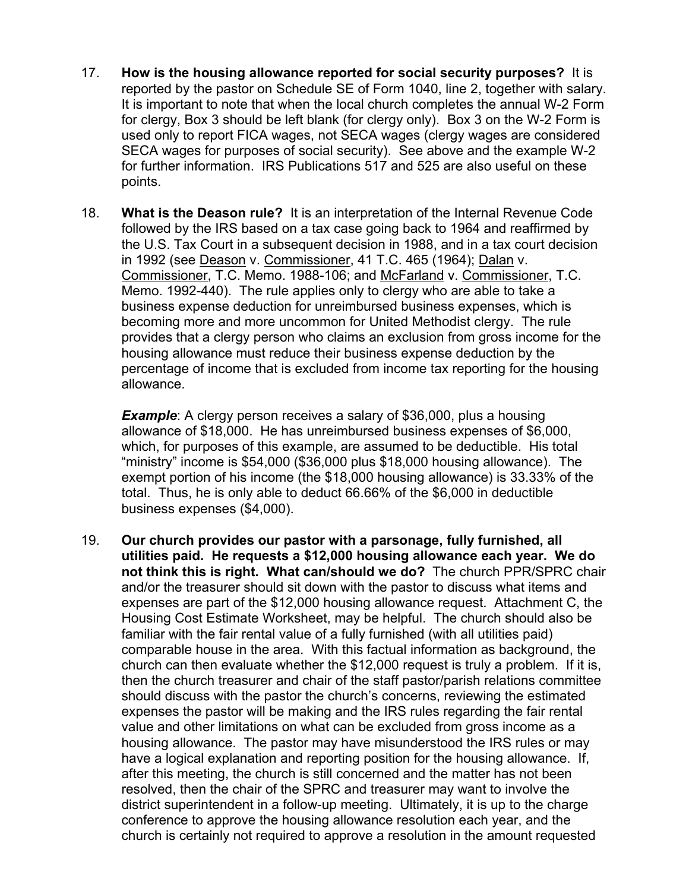17. **How is the housing allowance reported for social security purposes?** It is reported by the pastor on Schedule SE of Form 1040, line 2, together with salary. It is important to note that when the local church completes the annual W-2 Form for clergy, Box 3 should be left blank (for clergy only). Box 3 on the W-2 Form is used only to report FICA wages, not SECA wages (clergy wages are considered SECA wages for purposes of social security). See above and the example W-2 for further information. IRS Publications 517 and 525 are also useful on these points.

18. **What is the Deason rule?** It is an interpretation of the Internal Revenue Code followed by the IRS based on a tax case going back to 1964 and reaffirmed by the U.S. Tax Court in a subsequent decision in 1988, and in a tax court decision in 1992 (see Deason v. Commissioner, 41 T.C. 465 (1964); Dalan v. Commissioner, T.C. Memo. 1988-106; and McFarland v. Commissioner, T.C. Memo. 1992-440). The rule applies only to clergy who are able to take a business expense deduction for unreimbursed business expenses, which is becoming more and more uncommon for United Methodist clergy. The rule provides that a clergy person who claims an exclusion from gross income for the housing allowance must reduce their business expense deduction by the percentage of income that is excluded from income tax reporting for the housing allowance.

    ***Example***: A clergy person receives a salary of $36,000, plus a housing allowance of $18,000. He has unreimbursed business expenses of $6,000, which, for purposes of this example, are assumed to be deductible. His total "ministry" income is $54,000 ($36,000 plus $18,000 housing allowance). The exempt portion of his income (the $18,000 housing allowance) is 33.33% of the total. Thus, he is only able to deduct 66.66% of the $6,000 in deductible business expenses ($4,000).

19. **Our church provides our pastor with a parsonage, fully furnished, all utilities paid. He requests a $12,000 housing allowance each year. We do not think this is right. What can/should we do?** The church PPR/SPRC chair and/or the treasurer should sit down with the pastor to discuss what items and expenses are part of the $12,000 housing allowance request. Attachment C, the Housing Cost Estimate Worksheet, may be helpful. The church should also be familiar with the fair rental value of a fully furnished (with all utilities paid) comparable house in the area. With this factual information as background, the church can then evaluate whether the $12,000 request is truly a problem. If it is, then the church treasurer and chair of the staff pastor/parish relations committee should discuss with the pastor the church's concerns, reviewing the estimated expenses the pastor will be making and the IRS rules regarding the fair rental value and other limitations on what can be excluded from gross income as a housing allowance. The pastor may have misunderstood the IRS rules or may have a logical explanation and reporting position for the housing allowance. If, after this meeting, the church is still concerned and the matter has not been resolved, then the chair of the SPRC and treasurer may want to involve the district superintendent in a follow-up meeting. Ultimately, it is up to the charge conference to approve the housing allowance resolution each year, and the church is certainly not required to approve a resolution in the amount requested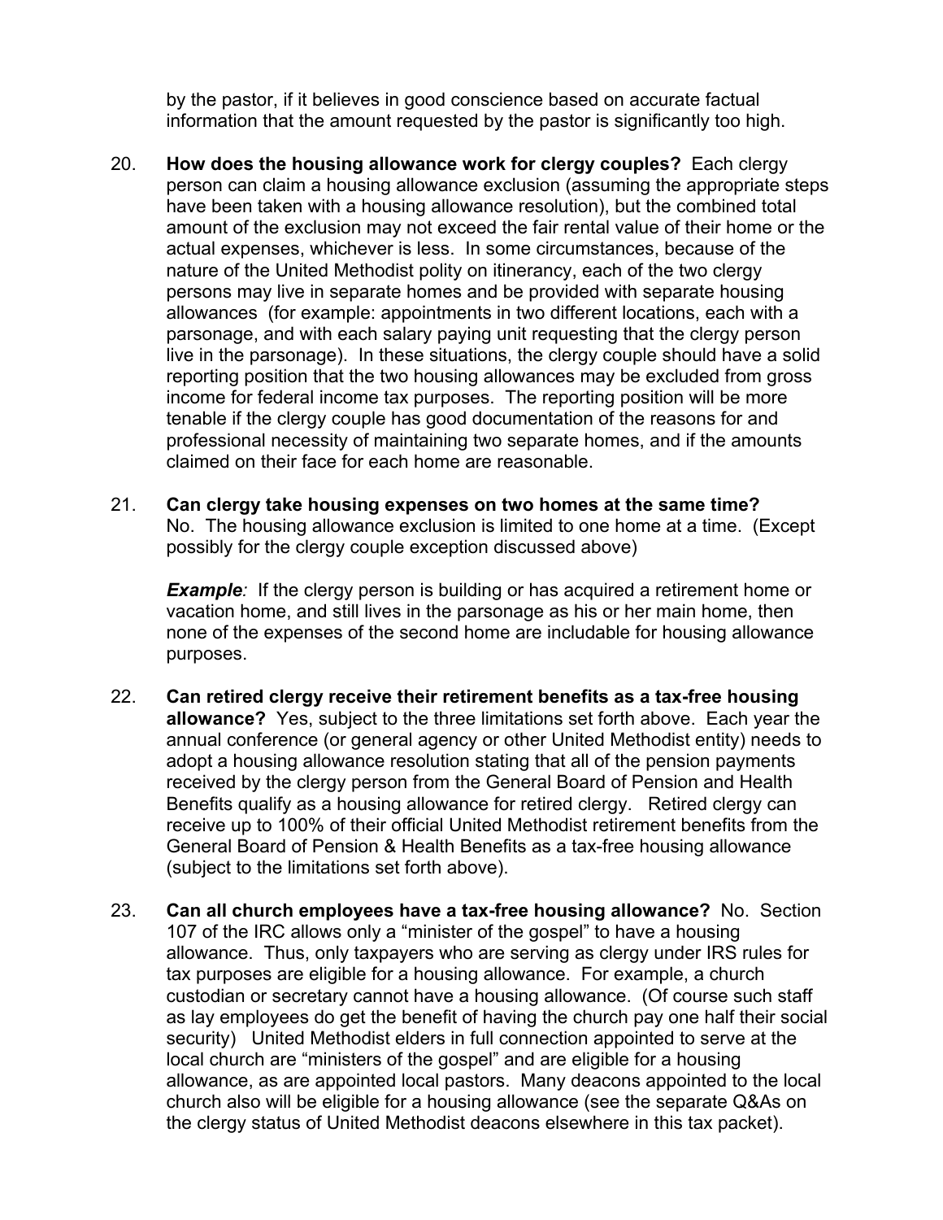by the pastor, if it believes in good conscience based on accurate factual information that the amount requested by the pastor is significantly too high.

20. **How does the housing allowance work for clergy couples?** Each clergy person can claim a housing allowance exclusion (assuming the appropriate steps have been taken with a housing allowance resolution), but the combined total amount of the exclusion may not exceed the fair rental value of their home or the actual expenses, whichever is less. In some circumstances, because of the nature of the United Methodist polity on itinerancy, each of the two clergy persons may live in separate homes and be provided with separate housing allowances (for example: appointments in two different locations, each with a parsonage, and with each salary paying unit requesting that the clergy person live in the parsonage). In these situations, the clergy couple should have a solid reporting position that the two housing allowances may be excluded from gross income for federal income tax purposes. The reporting position will be more tenable if the clergy couple has good documentation of the reasons for and professional necessity of maintaining two separate homes, and if the amounts claimed on their face for each home are reasonable.

21. **Can clergy take housing expenses on two homes at the same time?** No. The housing allowance exclusion is limited to one home at a time. (Except possibly for the clergy couple exception discussed above)

    ***Example:*** If the clergy person is building or has acquired a retirement home or vacation home, and still lives in the parsonage as his or her main home, then none of the expenses of the second home are includable for housing allowance purposes.

22. **Can retired clergy receive their retirement benefits as a tax-free housing allowance?** Yes, subject to the three limitations set forth above. Each year the annual conference (or general agency or other United Methodist entity) needs to adopt a housing allowance resolution stating that all of the pension payments received by the clergy person from the General Board of Pension and Health Benefits qualify as a housing allowance for retired clergy. Retired clergy can receive up to 100% of their official United Methodist retirement benefits from the General Board of Pension & Health Benefits as a tax-free housing allowance (subject to the limitations set forth above).

23. **Can all church employees have a tax-free housing allowance?** No. Section 107 of the IRC allows only a "minister of the gospel" to have a housing allowance. Thus, only taxpayers who are serving as clergy under IRS rules for tax purposes are eligible for a housing allowance. For example, a church custodian or secretary cannot have a housing allowance. (Of course such staff as lay employees do get the benefit of having the church pay one half their social security) United Methodist elders in full connection appointed to serve at the local church are "ministers of the gospel" and are eligible for a housing allowance, as are appointed local pastors. Many deacons appointed to the local church also will be eligible for a housing allowance (see the separate Q&As on the clergy status of United Methodist deacons elsewhere in this tax packet).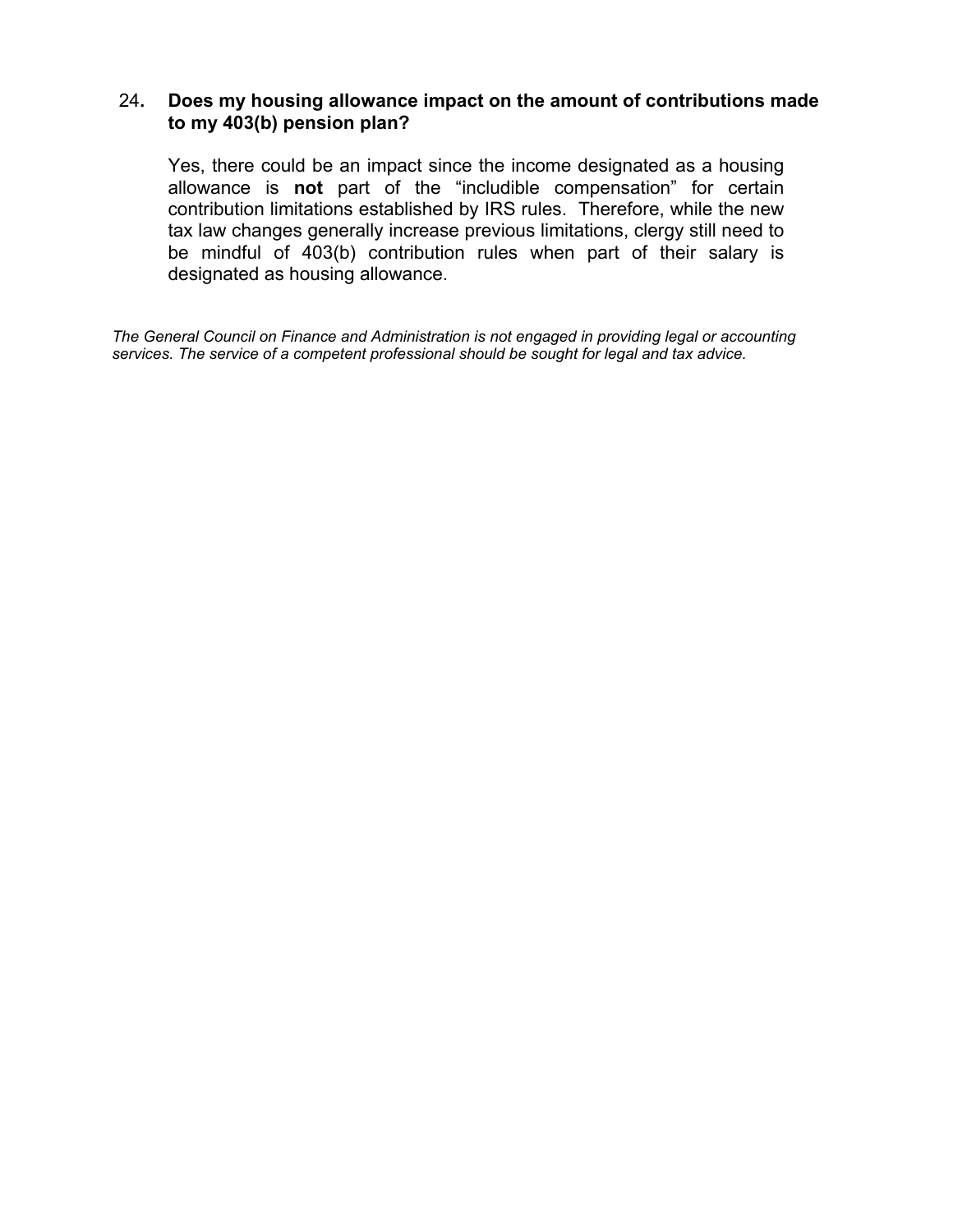24. **Does my housing allowance impact on the amount of contributions made to my 403(b) pension plan?**

Yes, there could be an impact since the income designated as a housing allowance is **not** part of the "includible compensation" for certain contribution limitations established by IRS rules. Therefore, while the new tax law changes generally increase previous limitations, clergy still need to be mindful of 403(b) contribution rules when part of their salary is designated as housing allowance.

*The General Council on Finance and Administration is not engaged in providing legal or accounting services. The service of a competent professional should be sought for legal and tax advice.*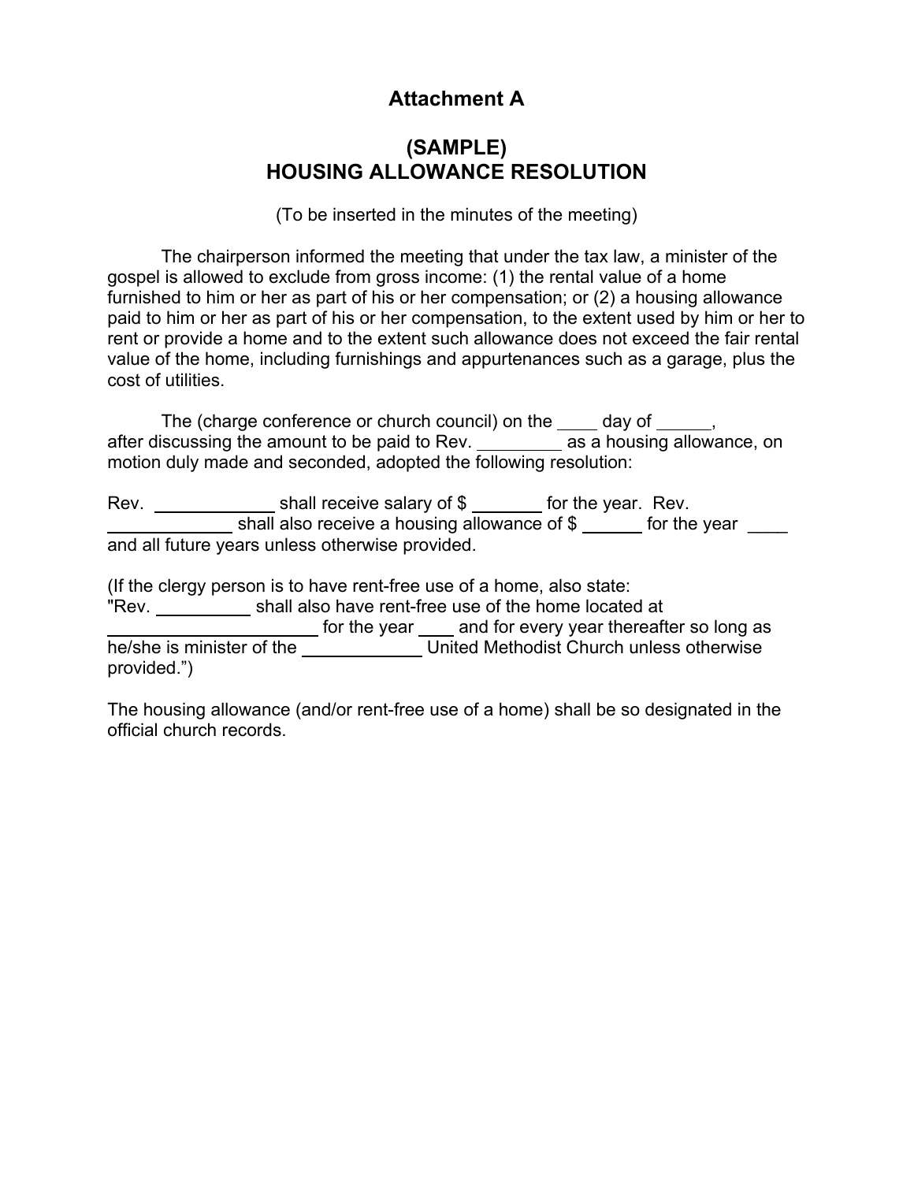# Attachment A

## (SAMPLE)
## HOUSING ALLOWANCE RESOLUTION

(To be inserted in the minutes of the meeting)

The chairperson informed the meeting that under the tax law, a minister of the gospel is allowed to exclude from gross income: (1) the rental value of a home furnished to him or her as part of his or her compensation; or (2) a housing allowance paid to him or her as part of his or her compensation, to the extent used by him or her to rent or provide a home and to the extent such allowance does not exceed the fair rental value of the home, including furnishings and appurtenances such as a garage, plus the cost of utilities.

The (charge conference or church council) on the ____ day of ______, after discussing the amount to be paid to Rev. _________ as a housing allowance, on motion duly made and seconded, adopted the following resolution:

Rev. ____________ shall receive salary of $ _______ for the year. Rev. ____________ shall also receive a housing allowance of $ ______ for the year ____ and all future years unless otherwise provided.

(If the clergy person is to have rent-free use of a home, also state: "Rev. __________ shall also have rent-free use of the home located at ______________________ for the year ____ and for every year thereafter so long as he/she is minister of the ____________ United Methodist Church unless otherwise provided.")

The housing allowance (and/or rent-free use of a home) shall be so designated in the official church records.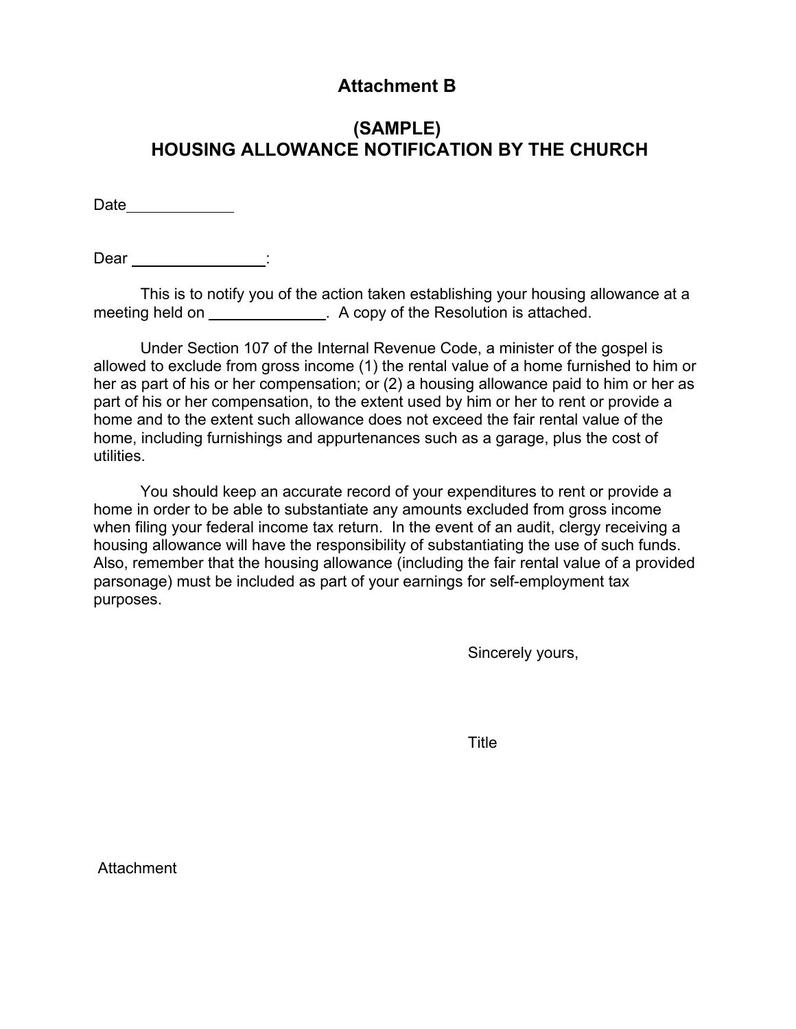# Attachment B

## (SAMPLE)
## HOUSING ALLOWANCE NOTIFICATION BY THE CHURCH

Date____________

Dear _______________:

This is to notify you of the action taken establishing your housing allowance at a meeting held on _____________. A copy of the Resolution is attached.

Under Section 107 of the Internal Revenue Code, a minister of the gospel is allowed to exclude from gross income (1) the rental value of a home furnished to him or her as part of his or her compensation; or (2) a housing allowance paid to him or her as part of his or her compensation, to the extent used by him or her to rent or provide a home and to the extent such allowance does not exceed the fair rental value of the home, including furnishings and appurtenances such as a garage, plus the cost of utilities.

You should keep an accurate record of your expenditures to rent or provide a home in order to be able to substantiate any amounts excluded from gross income when filing your federal income tax return. In the event of an audit, clergy receiving a housing allowance will have the responsibility of substantiating the use of such funds. Also, remember that the housing allowance (including the fair rental value of a provided parsonage) must be included as part of your earnings for self-employment tax purposes.

Sincerely yours,

Title

Attachment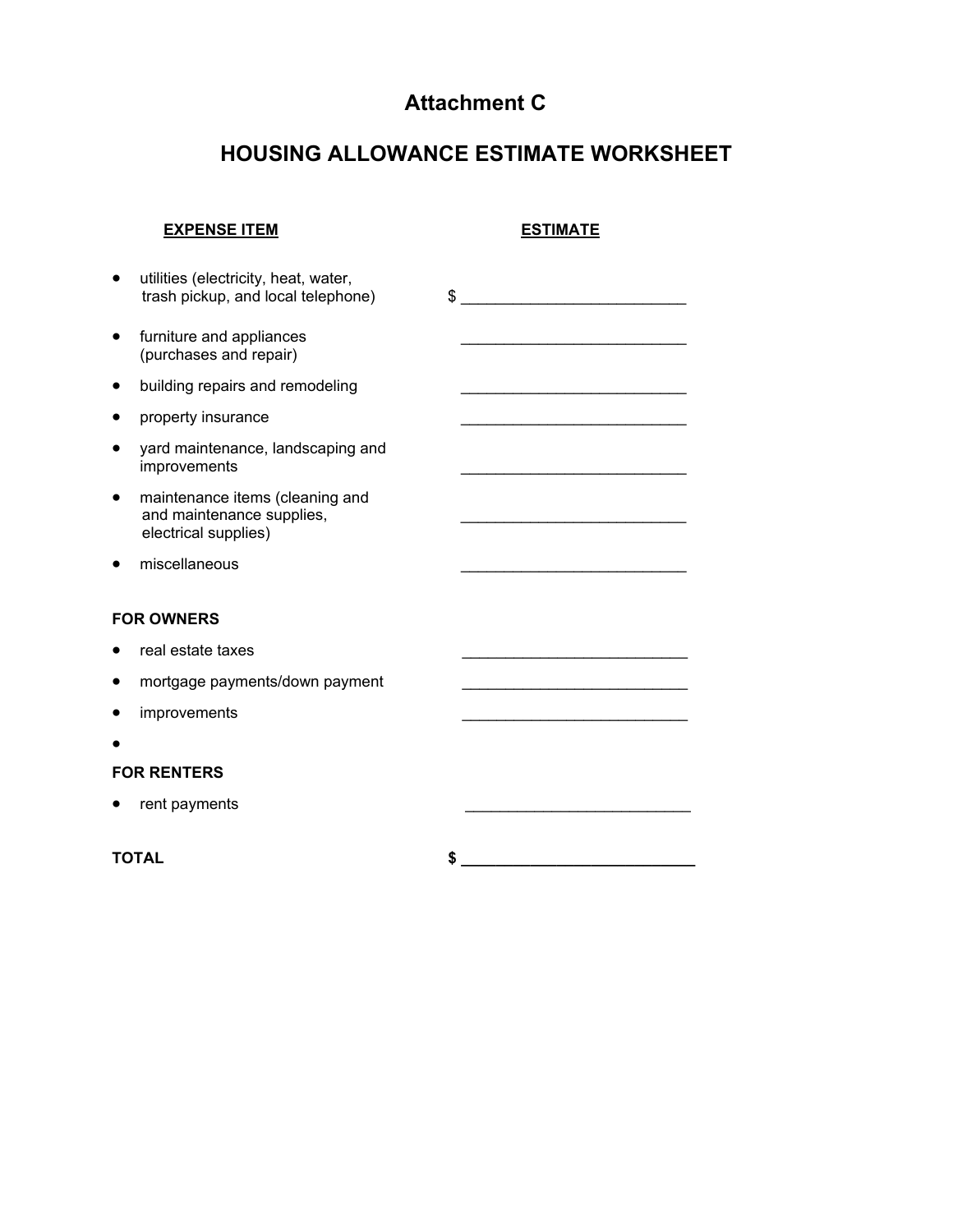# Attachment C

## HOUSING ALLOWANCE ESTIMATE WORKSHEET

| EXPENSE ITEM | ESTIMATE |
|---|---|
| • utilities (electricity, heat, water, trash pickup, and local telephone) | $ ___________________________ |
| • furniture and appliances (purchases and repair) | ___________________________ |
| • building repairs and remodeling | ___________________________ |
| • property insurance | ___________________________ |
| • yard maintenance, landscaping and improvements | ___________________________ |
| • maintenance items (cleaning and and maintenance supplies, electrical supplies) | ___________________________ |
| • miscellaneous | ___________________________ |
| **FOR OWNERS** | |
| • real estate taxes | ___________________________ |
| • mortgage payments/down payment | ___________________________ |
| • improvements | ___________________________ |
| • | |
| **FOR RENTERS** | |
| • rent payments | ___________________________ |
| **TOTAL** | **$ ___________________________** |